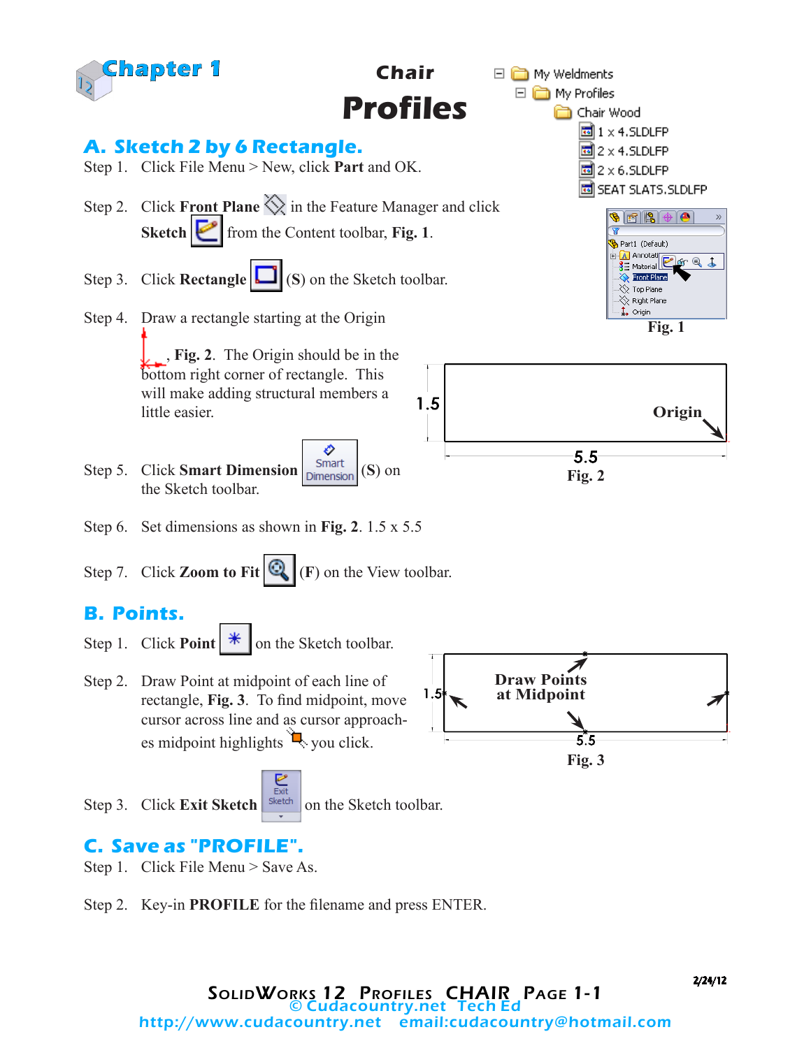# Chapter 1

## Chair Profiles

My Weldments
My Profiles
Chair Wood
1 x 4.SLDLFP
2 x 4.SLDLFP
2 x 6.SLDLFP
SEAT SLATS.SLDLFP

## A. Sketch 2 by 6 Rectangle.

Step 1. Click File Menu > New, click **Part** and OK.

Step 2. Click **Front Plane** in the Feature Manager and click **Sketch** from the Content toolbar, **Fig. 1**.

Step 3. Click **Rectangle** (**S**) on the Sketch toolbar.

Step 4. Draw a rectangle starting at the Origin, **Fig. 2**. The Origin should be in the bottom right corner of rectangle. This will make adding structural members a little easier.

Fig. 1

Fig. 2

Step 5. Click **Smart Dimension** (**S**) on the Sketch toolbar.

Step 6. Set dimensions as shown in **Fig. 2**. 1.5 x 5.5

Step 7. Click **Zoom to Fit** (**F**) on the View toolbar.

## B. Points.

Step 1. Click **Point** on the Sketch toolbar.

Step 2. Draw Point at midpoint of each line of rectangle, **Fig. 3**. To find midpoint, move cursor across line and as cursor approaches midpoint highlights you click.

Fig. 3

Step 3. Click **Exit Sketch** on the Sketch toolbar.

## C. Save as "PROFILE".

Step 1. Click File Menu > Save As.

Step 2. Key-in **PROFILE** for the filename and press ENTER.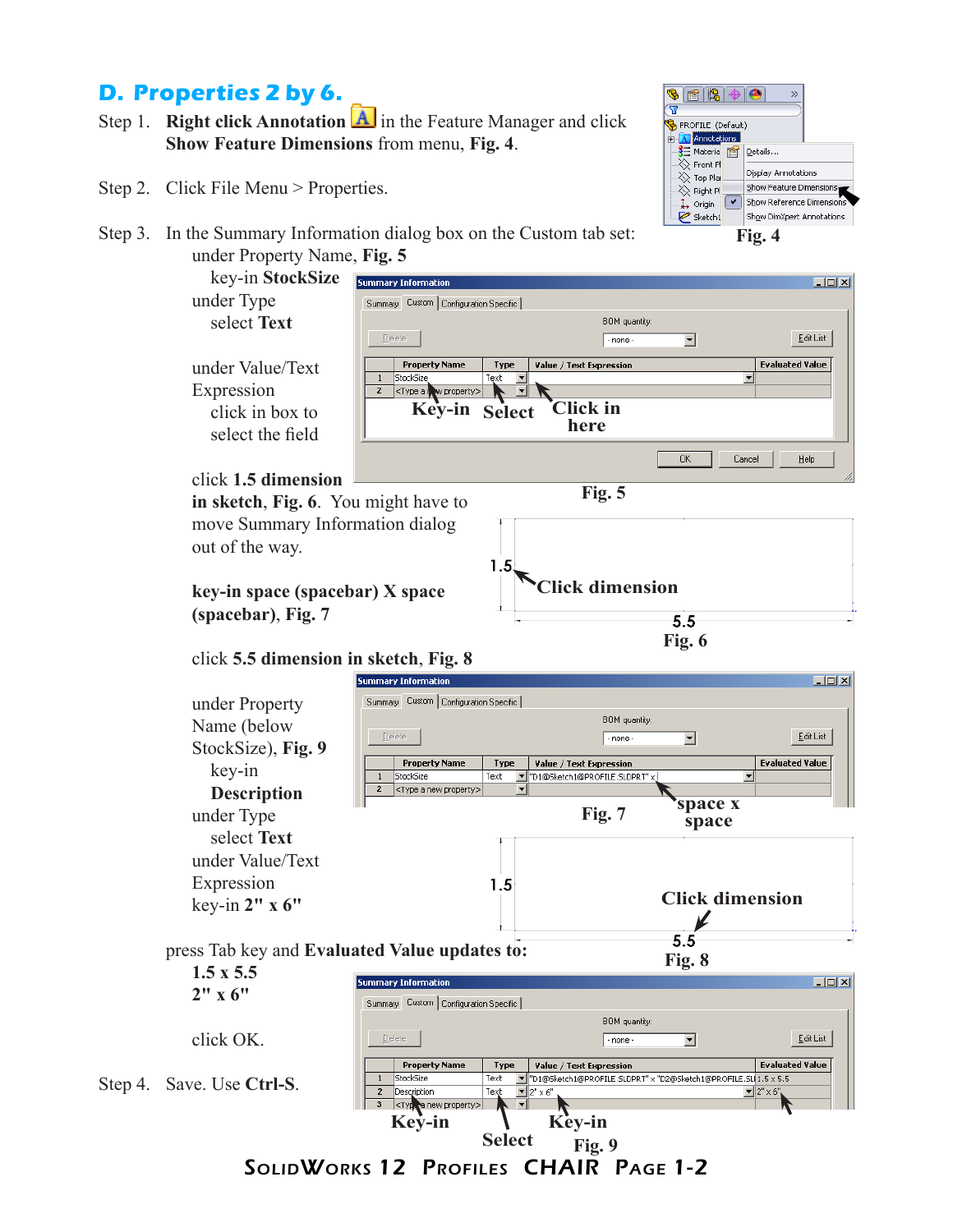## D. Properties 2 by 6.

Step 1. **Right click Annotation** in the Feature Manager and click **Show Feature Dimensions** from menu, **Fig. 4**.

Fig. 4

Step 2. Click File Menu > Properties.

Step 3. In the Summary Information dialog box on the Custom tab set:

under Property Name, **Fig. 5**
key-in **StockSize**
under Type
select **Text**

under Value/Text Expression
click in box to select the field

Fig. 5

click **1.5 dimension in sketch**, **Fig. 6**. You might have to move Summary Information dialog out of the way.

Fig. 6

**key-in space (spacebar) X space (spacebar)**, **Fig. 7**

Fig. 7

click **5.5 dimension in sketch**, **Fig. 8**

Fig. 8

under Property Name (below StockSize), **Fig. 9**
key-in **Description**
under Type
select **Text**
under Value/Text Expression
key-in **2" x 6"**

press Tab key and **Evaluated Value updates to:**
**1.5 x 5.5**
**2" x 6"**

click OK.

Fig. 9

Step 4. Save. Use **Ctrl-S**.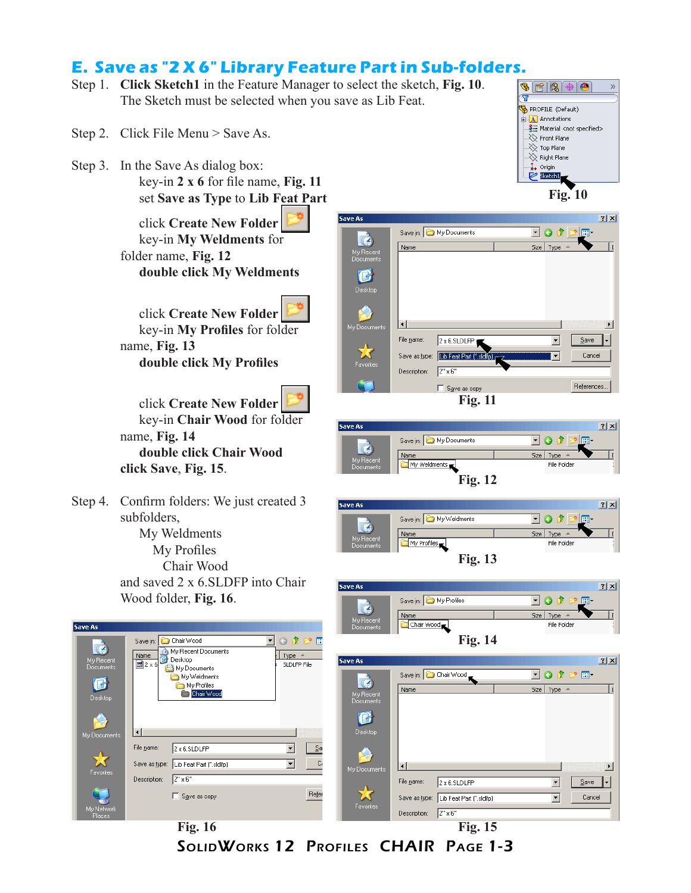## E. Save as "2 X 6" Library Feature Part in Sub-folders.

Step 1. **Click Sketch1** in the Feature Manager to select the sketch, **Fig. 10**. The Sketch must be selected when you save as Lib Feat.

Step 2. Click File Menu > Save As.

Step 3. In the Save As dialog box:

key-in **2 x 6** for file name, **Fig. 11**
set **Save as Type** to **Lib Feat Part**

click **Create New Folder**
key-in **My Weldments** for folder name, **Fig. 12**
**double click My Weldments**

click **Create New Folder**
key-in **My Profiles** for folder name, **Fig. 13**
**double click My Profiles**

click **Create New Folder**
key-in **Chair Wood** for folder name, **Fig. 14**
**double click Chair Wood**
**click Save**, **Fig. 15**.

Step 4. Confirm folders: We just created 3 subfolders,

My Weldments
  My Profiles
    Chair Wood

and saved 2 x 6.SLDFP into Chair Wood folder, **Fig. 16**.

Fig. 10

Fig. 11

Fig. 12

Fig. 13

Fig. 14

Fig. 15

Fig. 16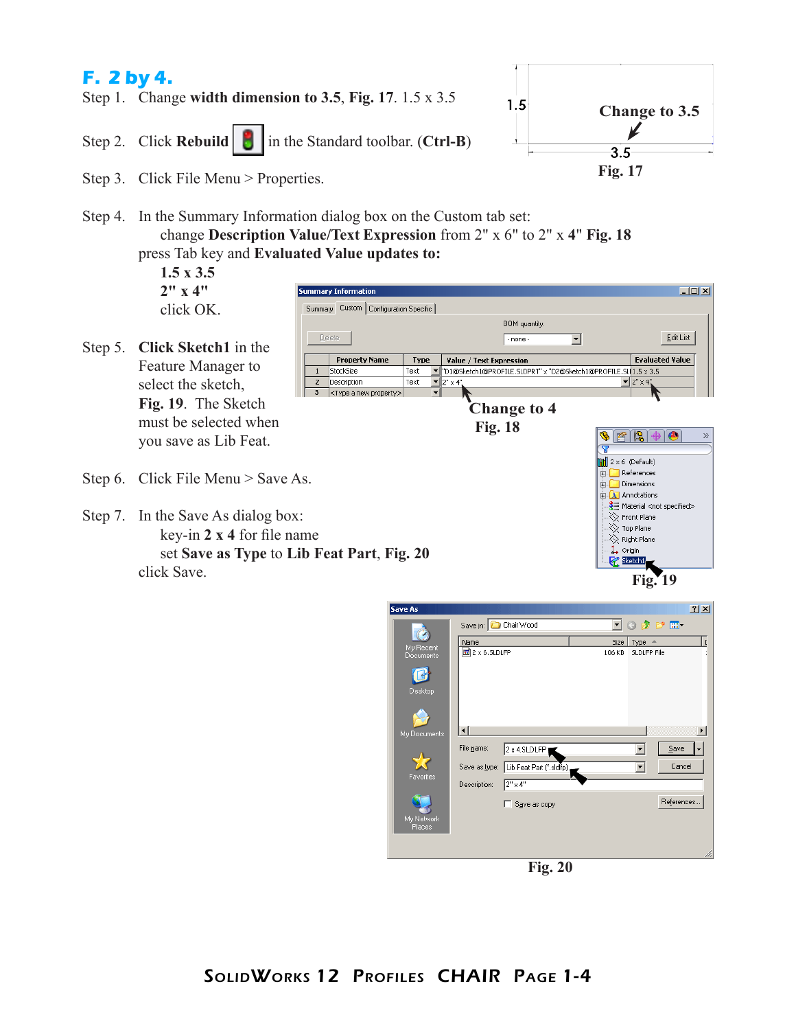## F. 2 by 4.

Step 1. Change **width dimension to 3.5**, **Fig. 17**. 1.5 x 3.5

Step 2. Click **Rebuild** in the Standard toolbar. (**Ctrl-B**)

Step 3. Click File Menu > Properties.

Step 4. In the Summary Information dialog box on the Custom tab set:
change **Description Value/Text Expression** from 2" x 6" to 2" x **4**" **Fig. 18**
press Tab key and **Evaluated Value updates to:**
**1.5 x 3.5**
**2" x 4"**
click OK.

Step 5. **Click Sketch1** in the Feature Manager to select the sketch, **Fig. 19**. The Sketch must be selected when you save as Lib Feat.

Step 6. Click File Menu > Save As.

Step 7. In the Save As dialog box:
key-in **2 x 4** for file name
set **Save as Type** to **Lib Feat Part**, **Fig. 20**
click Save.

1.5

Change to 3.5

3.5

**Fig. 17**

**Change to 4**

**Fig. 18**

**Fig. 19**

**Fig. 20**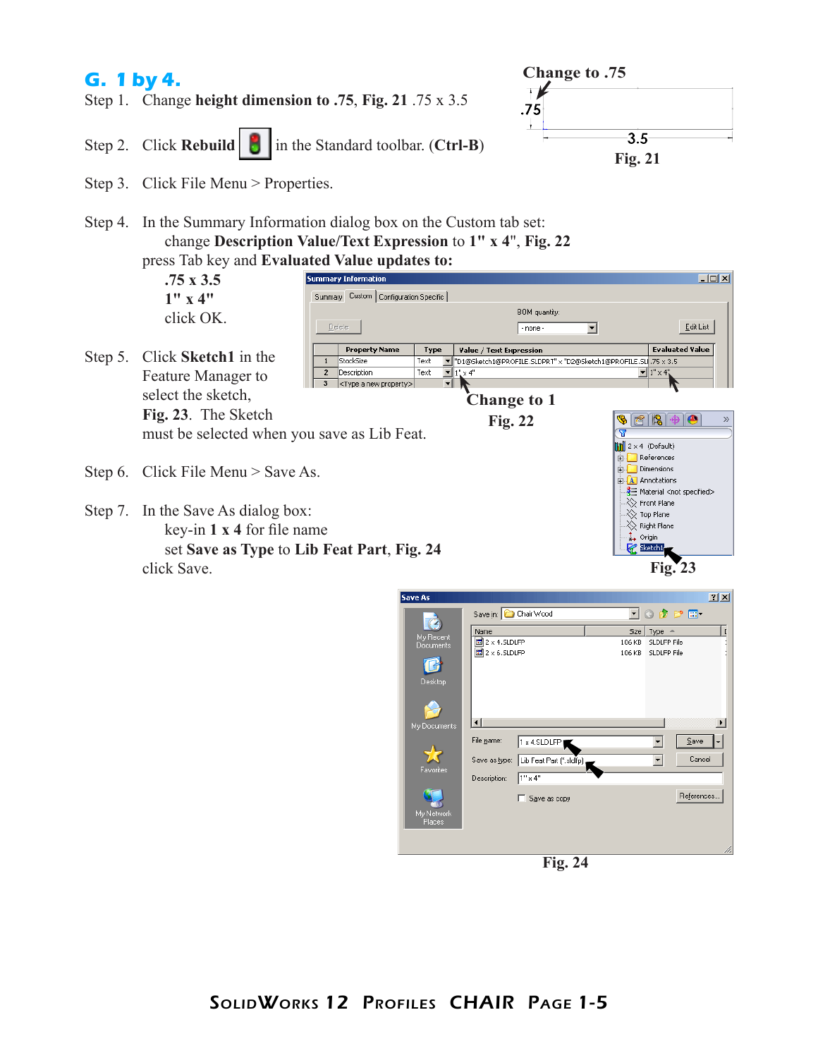## G. 1 by 4.

Step 1. Change **height dimension to .75**, **Fig. 21** .75 x 3.5

Change to .75

.75

3.5

Fig. 21

Step 2. Click **Rebuild** in the Standard toolbar. (**Ctrl-B**)

Step 3. Click File Menu > Properties.

Step 4. In the Summary Information dialog box on the Custom tab set:
change **Description Value/Text Expression** to **1" x 4"**, **Fig. 22**
press Tab key and **Evaluated Value updates to:**
**.75 x 3.5**
**1" x 4"**
click OK.

| | Property Name | Type | Value / Text Expression | Evaluated Value |
|---|---|---|---|---|
| 1 | StockSize | Text | "D1@Sketch1@PROFILE.SLDPRT" x "D2@Sketch1@PROFILE.SL | .75 x 3.5 |
| 2 | Description | Text | 1" x 4" | 1" x 4" |
| 3 | <Type a new property> | | | |

Change to 1

Fig. 22

Step 5. Click **Sketch1** in the Feature Manager to select the sketch, **Fig. 23**. The Sketch must be selected when you save as Lib Feat.

Fig. 23

Step 6. Click File Menu > Save As.

Step 7. In the Save As dialog box:
key-in **1 x 4** for file name
set **Save as Type** to **Lib Feat Part**, **Fig. 24**
click Save.

Fig. 24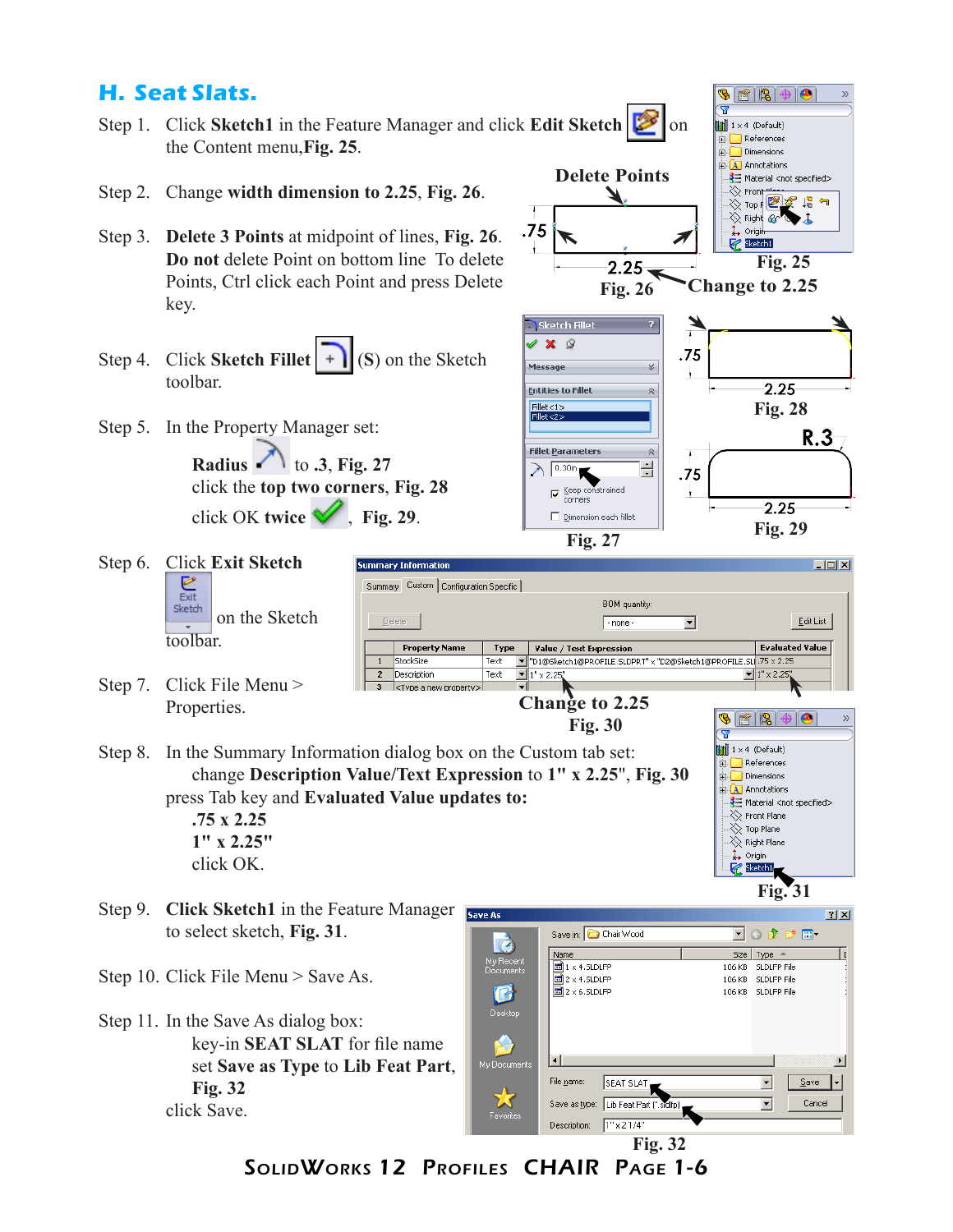## H. Seat Slats.

Step 1. Click **Sketch1** in the Feature Manager and click **Edit Sketch** on the Content menu, **Fig. 25**.

Step 2. Change **width dimension to 2.25**, **Fig. 26**.

Step 3. **Delete 3 Points** at midpoint of lines, **Fig. 26**. **Do not** delete Point on bottom line To delete Points, Ctrl click each Point and press Delete key.

Delete Points

.75

2.25

Fig. 26

Change to 2.25

Fig. 25

Step 4. Click **Sketch Fillet** (**S**) on the Sketch toolbar.

Step 5. In the Property Manager set:

**Radius** to **.3**, **Fig. 27**
click the **top two corners**, **Fig. 28**
click OK **twice**, **Fig. 29**.

Fig. 27

.75

2.25

Fig. 28

R.3

.75

2.25

Fig. 29

Step 6. Click **Exit Sketch** on the Sketch toolbar.

Step 7. Click File Menu > Properties.

Change to 2.25

Fig. 30

Step 8. In the Summary Information dialog box on the Custom tab set:
change **Description Value/Text Expression** to **1" x 2.25"**, **Fig. 30**
press Tab key and **Evaluated Value updates to:**
**.75 x 2.25**
**1" x 2.25"**
click OK.

Fig. 31

Step 9. **Click Sketch1** in the Feature Manager to select sketch, **Fig. 31**.

Step 10. Click File Menu > Save As.

Step 11. In the Save As dialog box:
key-in **SEAT SLAT** for file name
set **Save as Type** to **Lib Feat Part**, **Fig. 32**
click Save.

Fig. 32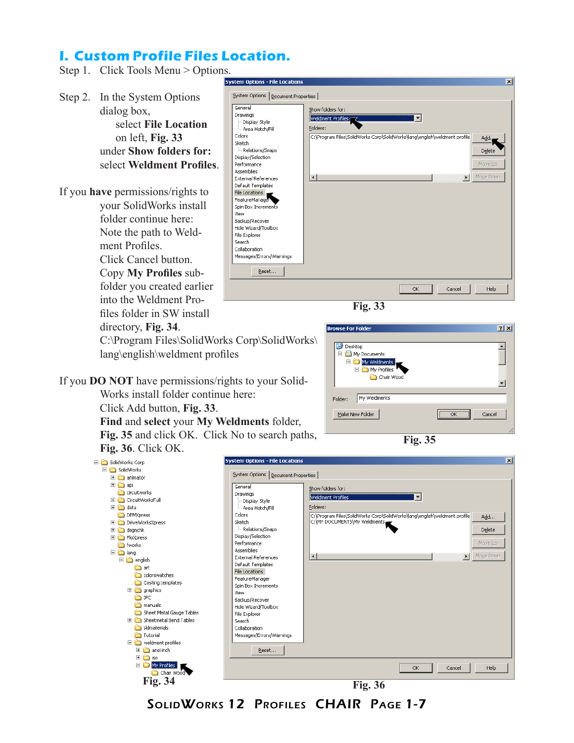## I. Custom Profile Files Location.

Step 1. Click Tools Menu > Options.

Step 2. In the System Options dialog box, select **File Location** on left, **Fig. 33** under **Show folders for:** select **Weldment Profiles**.

If you **have** permissions/rights to your SolidWorks install folder continue here:
Note the path to Weldment Profiles.
Click Cancel button.
Copy **My Profiles** subfolder you created earlier into the Weldment Profiles folder in SW install directory, **Fig. 34**.
C:\Program Files\SolidWorks Corp\SolidWorks\lang\english\weldment profiles

Fig. 33

If you **DO NOT** have permissions/rights to your SolidWorks install folder continue here:
Click Add button, **Fig. 33**.
**Find** and **select** your **My Weldments** folder, **Fig. 35** and click OK. Click No to search paths, **Fig. 36**. Click OK.

Fig. 35

Fig. 34

Fig. 36